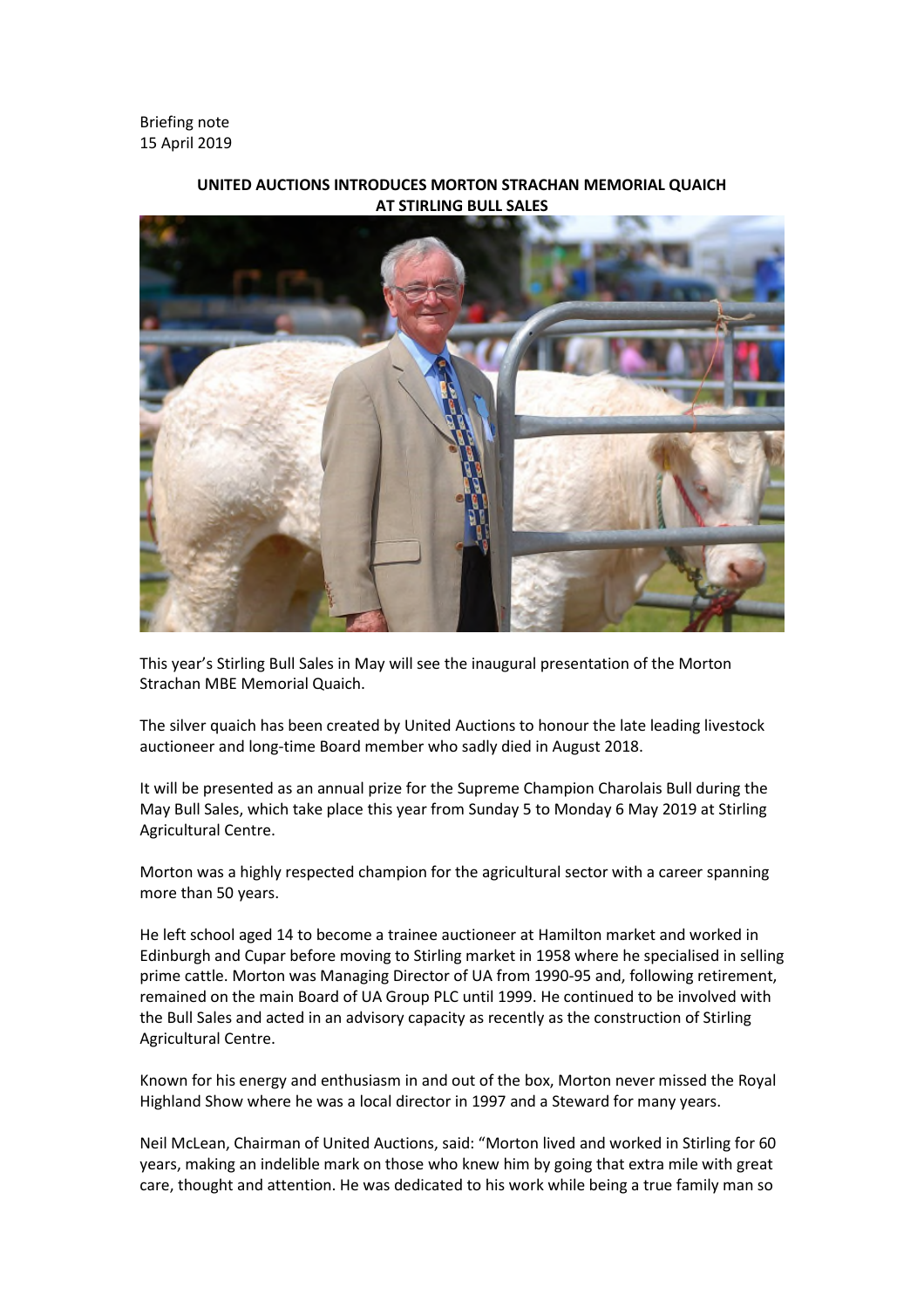Briefing note
15 April 2019

## UNITED AUCTIONS INTRODUCES MORTON STRACHAN MEMORIAL QUAICH AT STIRLING BULL SALES

This year's Stirling Bull Sales in May will see the inaugural presentation of the Morton Strachan MBE Memorial Quaich.

The silver quaich has been created by United Auctions to honour the late leading livestock auctioneer and long-time Board member who sadly died in August 2018.

It will be presented as an annual prize for the Supreme Champion Charolais Bull during the May Bull Sales, which take place this year from Sunday 5 to Monday 6 May 2019 at Stirling Agricultural Centre.

Morton was a highly respected champion for the agricultural sector with a career spanning more than 50 years.

He left school aged 14 to become a trainee auctioneer at Hamilton market and worked in Edinburgh and Cupar before moving to Stirling market in 1958 where he specialised in selling prime cattle. Morton was Managing Director of UA from 1990-95 and, following retirement, remained on the main Board of UA Group PLC until 1999. He continued to be involved with the Bull Sales and acted in an advisory capacity as recently as the construction of Stirling Agricultural Centre.

Known for his energy and enthusiasm in and out of the box, Morton never missed the Royal Highland Show where he was a local director in 1997 and a Steward for many years.

Neil McLean, Chairman of United Auctions, said: "Morton lived and worked in Stirling for 60 years, making an indelible mark on those who knew him by going that extra mile with great care, thought and attention. He was dedicated to his work while being a true family man so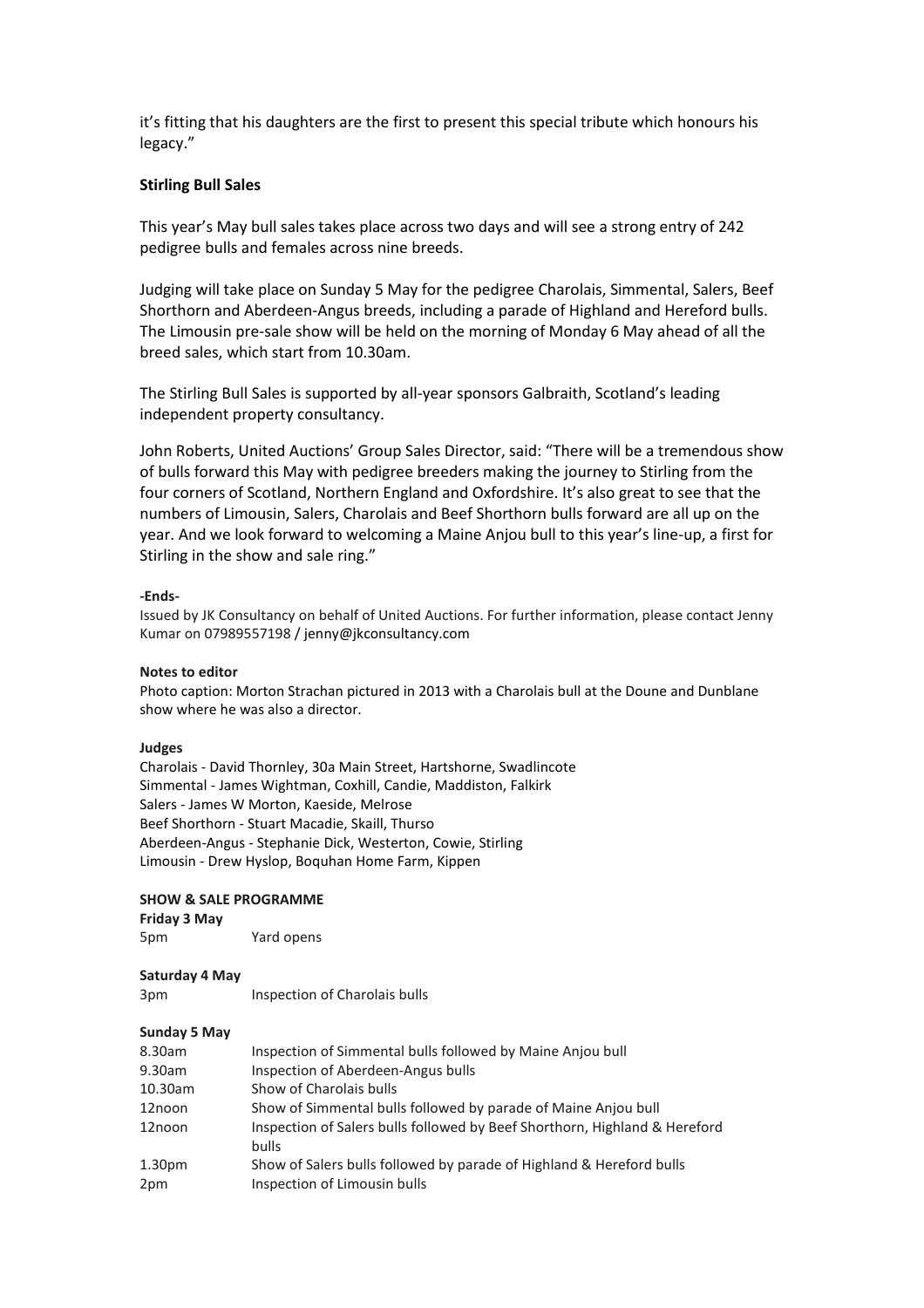it's fitting that his daughters are the first to present this special tribute which honours his legacy."

**Stirling Bull Sales**

This year's May bull sales takes place across two days and will see a strong entry of 242 pedigree bulls and females across nine breeds.

Judging will take place on Sunday 5 May for the pedigree Charolais, Simmental, Salers, Beef Shorthorn and Aberdeen-Angus breeds, including a parade of Highland and Hereford bulls. The Limousin pre-sale show will be held on the morning of Monday 6 May ahead of all the breed sales, which start from 10.30am.

The Stirling Bull Sales is supported by all-year sponsors Galbraith, Scotland's leading independent property consultancy.

John Roberts, United Auctions' Group Sales Director, said: "There will be a tremendous show of bulls forward this May with pedigree breeders making the journey to Stirling from the four corners of Scotland, Northern England and Oxfordshire. It's also great to see that the numbers of Limousin, Salers, Charolais and Beef Shorthorn bulls forward are all up on the year. And we look forward to welcoming a Maine Anjou bull to this year's line-up, a first for Stirling in the show and sale ring."

**-Ends-**

Issued by JK Consultancy on behalf of United Auctions. For further information, please contact Jenny Kumar on 07989557198 / jenny@jkconsultancy.com

**Notes to editor**

Photo caption: Morton Strachan pictured in 2013 with a Charolais bull at the Doune and Dunblane show where he was also a director.

**Judges**

Charolais - David Thornley, 30a Main Street, Hartshorne, Swadlincote
Simmental - James Wightman, Coxhill, Candie, Maddiston, Falkirk
Salers - James W Morton, Kaeside, Melrose
Beef Shorthorn - Stuart Macadie, Skaill, Thurso
Aberdeen-Angus - Stephanie Dick, Westerton, Cowie, Stirling
Limousin - Drew Hyslop, Boquhan Home Farm, Kippen

**SHOW & SALE PROGRAMME**

**Friday 3 May**

| | |
|---|---|
| 5pm | Yard opens |

**Saturday 4 May**

| | |
|---|---|
| 3pm | Inspection of Charolais bulls |

**Sunday 5 May**

| | |
|---|---|
| 8.30am | Inspection of Simmental bulls followed by Maine Anjou bull |
| 9.30am | Inspection of Aberdeen-Angus bulls |
| 10.30am | Show of Charolais bulls |
| 12noon | Show of Simmental bulls followed by parade of Maine Anjou bull |
| 12noon | Inspection of Salers bulls followed by Beef Shorthorn, Highland & Hereford bulls |
| 1.30pm | Show of Salers bulls followed by parade of Highland & Hereford bulls |
| 2pm | Inspection of Limousin bulls |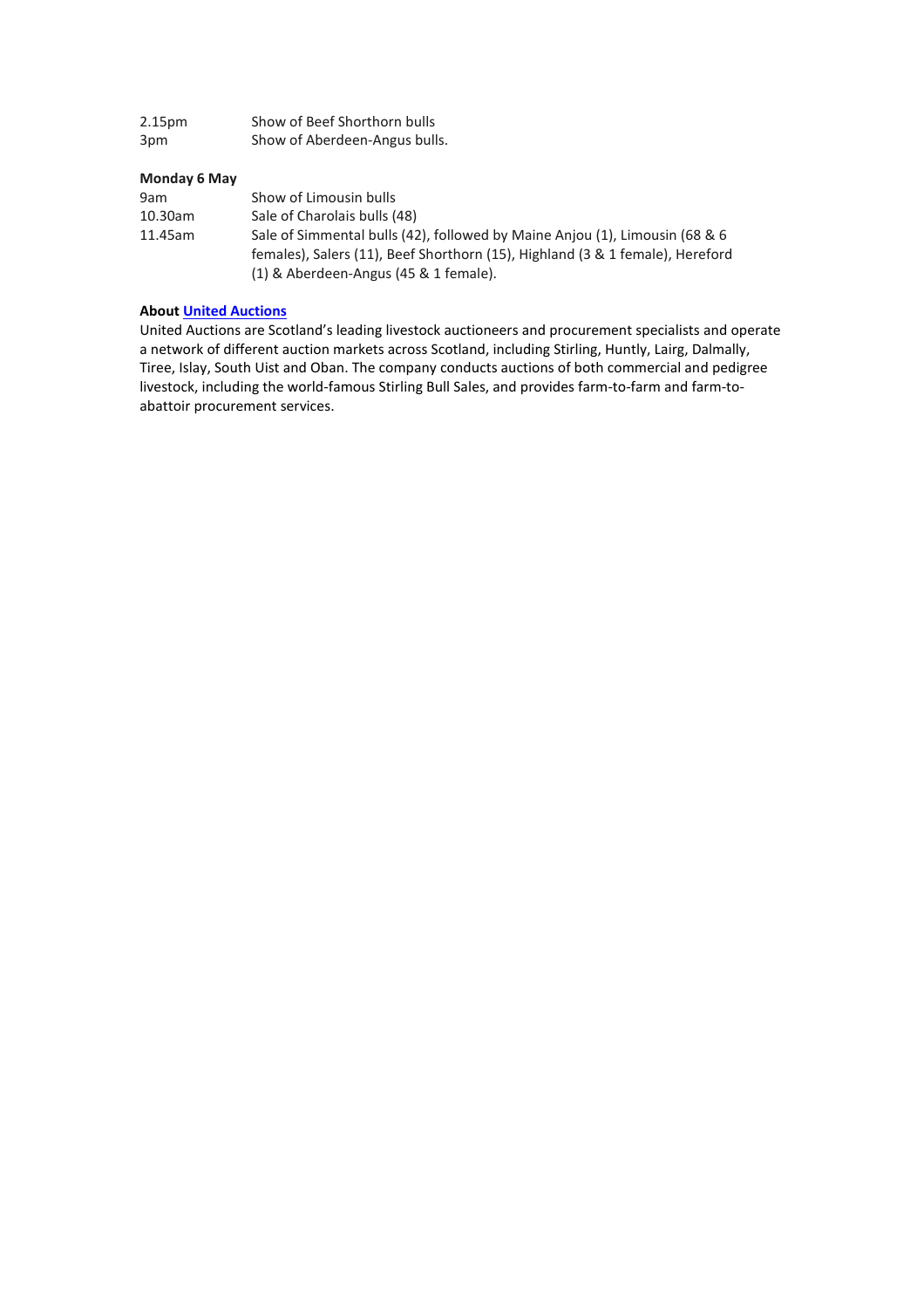| | |
|---|---|
| 2.15pm | Show of Beef Shorthorn bulls |
| 3pm | Show of Aberdeen-Angus bulls. |

**Monday 6 May**

| | |
|---|---|
| 9am | Show of Limousin bulls |
| 10.30am | Sale of Charolais bulls (48) |
| 11.45am | Sale of Simmental bulls (42), followed by Maine Anjou (1), Limousin (68 & 6 females), Salers (11), Beef Shorthorn (15), Highland (3 & 1 female), Hereford (1) & Aberdeen-Angus (45 & 1 female). |

**About United Auctions**

United Auctions are Scotland's leading livestock auctioneers and procurement specialists and operate a network of different auction markets across Scotland, including Stirling, Huntly, Lairg, Dalmally, Tiree, Islay, South Uist and Oban. The company conducts auctions of both commercial and pedigree livestock, including the world-famous Stirling Bull Sales, and provides farm-to-farm and farm-to-abattoir procurement services.